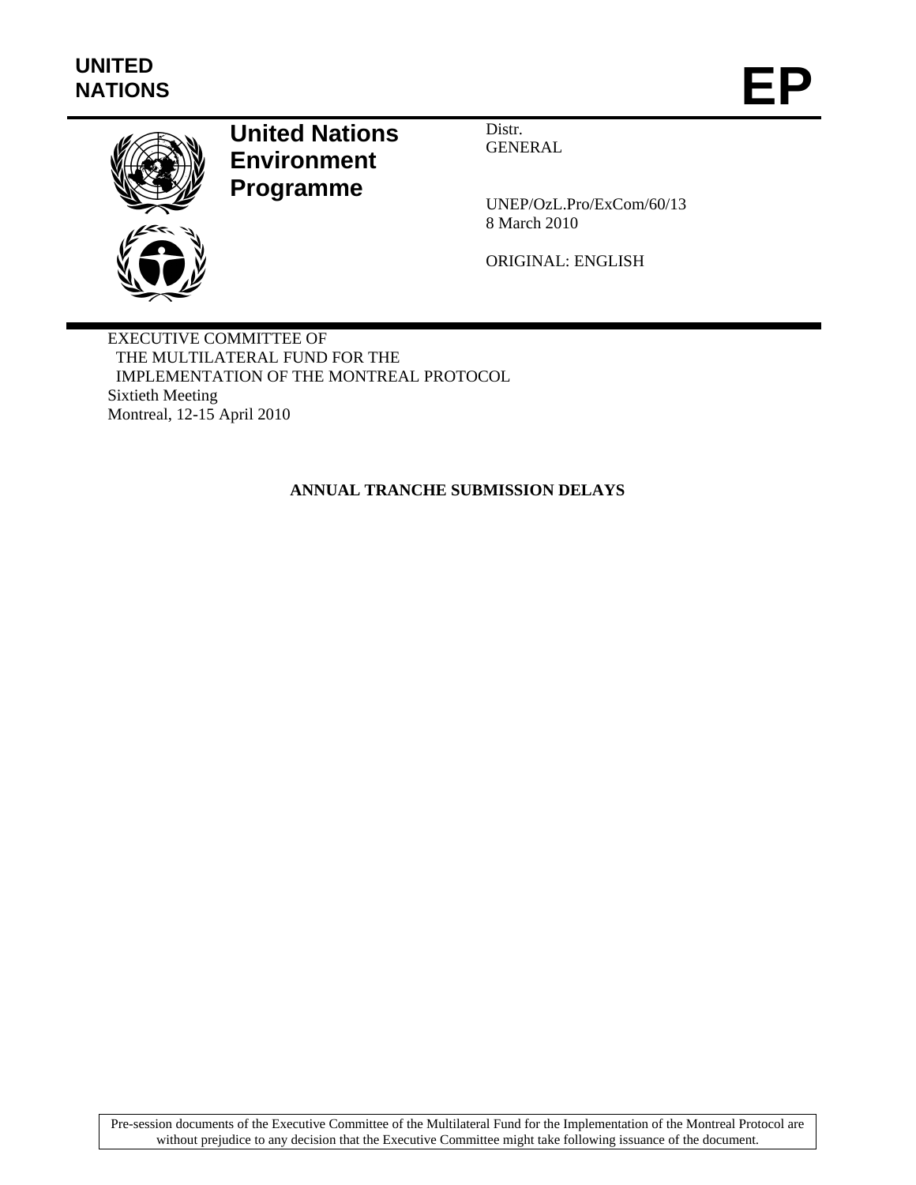UNITED NATIONS

# EP

**United Nations Environment Programme**

Distr.
GENERAL

UNEP/OzL.Pro/ExCom/60/13
8 March 2010

ORIGINAL: ENGLISH

EXECUTIVE COMMITTEE OF
THE MULTILATERAL FUND FOR THE
IMPLEMENTATION OF THE MONTREAL PROTOCOL
Sixtieth Meeting
Montreal, 12-15 April 2010

## ANNUAL TRANCHE SUBMISSION DELAYS

Pre-session documents of the Executive Committee of the Multilateral Fund for the Implementation of the Montreal Protocol are without prejudice to any decision that the Executive Committee might take following issuance of the document.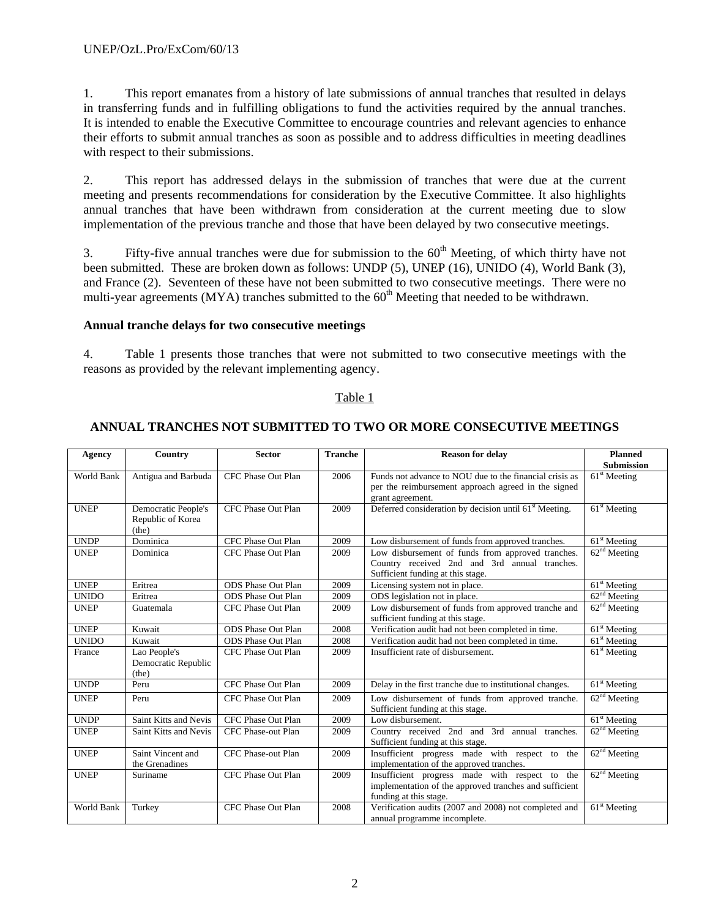1. This report emanates from a history of late submissions of annual tranches that resulted in delays in transferring funds and in fulfilling obligations to fund the activities required by the annual tranches. It is intended to enable the Executive Committee to encourage countries and relevant agencies to enhance their efforts to submit annual tranches as soon as possible and to address difficulties in meeting deadlines with respect to their submissions.

2. This report has addressed delays in the submission of tranches that were due at the current meeting and presents recommendations for consideration by the Executive Committee. It also highlights annual tranches that have been withdrawn from consideration at the current meeting due to slow implementation of the previous tranche and those that have been delayed by two consecutive meetings.

3. Fifty-five annual tranches were due for submission to the 60th Meeting, of which thirty have not been submitted. These are broken down as follows: UNDP (5), UNEP (16), UNIDO (4), World Bank (3), and France (2). Seventeen of these have not been submitted to two consecutive meetings. There were no multi-year agreements (MYA) tranches submitted to the 60th Meeting that needed to be withdrawn.

**Annual tranche delays for two consecutive meetings**

4. Table 1 presents those tranches that were not submitted to two consecutive meetings with the reasons as provided by the relevant implementing agency.

Table 1

**ANNUAL TRANCHES NOT SUBMITTED TO TWO OR MORE CONSECUTIVE MEETINGS**

| Agency | Country | Sector | Tranche | Reason for delay | Planned Submission |
|---|---|---|---|---|---|
| World Bank | Antigua and Barbuda | CFC Phase Out Plan | 2006 | Funds not advance to NOU due to the financial crisis as per the reimbursement approach agreed in the signed grant agreement. | 61st Meeting |
| UNEP | Democratic People's Republic of Korea (the) | CFC Phase Out Plan | 2009 | Deferred consideration by decision until 61st Meeting. | 61st Meeting |
| UNDP | Dominica | CFC Phase Out Plan | 2009 | Low disbursement of funds from approved tranches. | 61st Meeting |
| UNEP | Dominica | CFC Phase Out Plan | 2009 | Low disbursement of funds from approved tranches. Country received 2nd and 3rd annual tranches. Sufficient funding at this stage. | 62nd Meeting |
| UNEP | Eritrea | ODS Phase Out Plan | 2009 | Licensing system not in place. | 61st Meeting |
| UNIDO | Eritrea | ODS Phase Out Plan | 2009 | ODS legislation not in place. | 62nd Meeting |
| UNEP | Guatemala | CFC Phase Out Plan | 2009 | Low disbursement of funds from approved tranche and sufficient funding at this stage. | 62nd Meeting |
| UNEP | Kuwait | ODS Phase Out Plan | 2008 | Verification audit had not been completed in time. | 61st Meeting |
| UNIDO | Kuwait | ODS Phase Out Plan | 2008 | Verification audit had not been completed in time. | 61st Meeting |
| France | Lao People's Democratic Republic (the) | CFC Phase Out Plan | 2009 | Insufficient rate of disbursement. | 61st Meeting |
| UNDP | Peru | CFC Phase Out Plan | 2009 | Delay in the first tranche due to institutional changes. | 61st Meeting |
| UNEP | Peru | CFC Phase Out Plan | 2009 | Low disbursement of funds from approved tranche. Sufficient funding at this stage. | 62nd Meeting |
| UNDP | Saint Kitts and Nevis | CFC Phase Out Plan | 2009 | Low disbursement. | 61st Meeting |
| UNEP | Saint Kitts and Nevis | CFC Phase-out Plan | 2009 | Country received 2nd and 3rd annual tranches. Sufficient funding at this stage. | 62nd Meeting |
| UNEP | Saint Vincent and the Grenadines | CFC Phase-out Plan | 2009 | Insufficient progress made with respect to the implementation of the approved tranches. | 62nd Meeting |
| UNEP | Suriname | CFC Phase Out Plan | 2009 | Insufficient progress made with respect to the implementation of the approved tranches and sufficient funding at this stage. | 62nd Meeting |
| World Bank | Turkey | CFC Phase Out Plan | 2008 | Verification audits (2007 and 2008) not completed and annual programme incomplete. | 61st Meeting |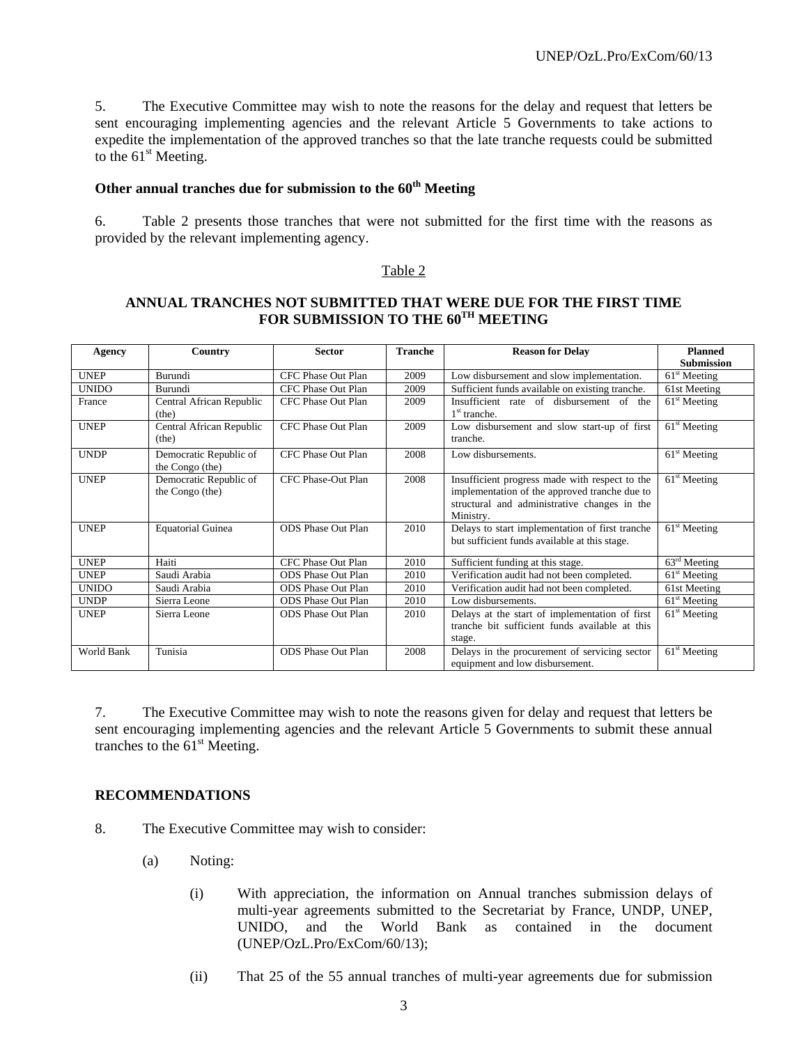5. The Executive Committee may wish to note the reasons for the delay and request that letters be sent encouraging implementing agencies and the relevant Article 5 Governments to take actions to expedite the implementation of the approved tranches so that the late tranche requests could be submitted to the 61st Meeting.

**Other annual tranches due for submission to the 60th Meeting**

6. Table 2 presents those tranches that were not submitted for the first time with the reasons as provided by the relevant implementing agency.

Table 2

**ANNUAL TRANCHES NOT SUBMITTED THAT WERE DUE FOR THE FIRST TIME FOR SUBMISSION TO THE 60TH MEETING**

| Agency | Country | Sector | Tranche | Reason for Delay | Planned Submission |
|---|---|---|---|---|---|
| UNEP | Burundi | CFC Phase Out Plan | 2009 | Low disbursement and slow implementation. | 61st Meeting |
| UNIDO | Burundi | CFC Phase Out Plan | 2009 | Sufficient funds available on existing tranche. | 61st Meeting |
| France | Central African Republic (the) | CFC Phase Out Plan | 2009 | Insufficient rate of disbursement of the 1st tranche. | 61st Meeting |
| UNEP | Central African Republic (the) | CFC Phase Out Plan | 2009 | Low disbursement and slow start-up of first tranche. | 61st Meeting |
| UNDP | Democratic Republic of the Congo (the) | CFC Phase Out Plan | 2008 | Low disbursements. | 61st Meeting |
| UNEP | Democratic Republic of the Congo (the) | CFC Phase-Out Plan | 2008 | Insufficient progress made with respect to the implementation of the approved tranche due to structural and administrative changes in the Ministry. | 61st Meeting |
| UNEP | Equatorial Guinea | ODS Phase Out Plan | 2010 | Delays to start implementation of first tranche but sufficient funds available at this stage. | 61st Meeting |
| UNEP | Haiti | CFC Phase Out Plan | 2010 | Sufficient funding at this stage. | 63rd Meeting |
| UNEP | Saudi Arabia | ODS Phase Out Plan | 2010 | Verification audit had not been completed. | 61st Meeting |
| UNIDO | Saudi Arabia | ODS Phase Out Plan | 2010 | Verification audit had not been completed. | 61st Meeting |
| UNDP | Sierra Leone | ODS Phase Out Plan | 2010 | Low disbursements. | 61st Meeting |
| UNEP | Sierra Leone | ODS Phase Out Plan | 2010 | Delays at the start of implementation of first tranche bit sufficient funds available at this stage. | 61st Meeting |
| World Bank | Tunisia | ODS Phase Out Plan | 2008 | Delays in the procurement of servicing sector equipment and low disbursement. | 61st Meeting |

7. The Executive Committee may wish to note the reasons given for delay and request that letters be sent encouraging implementing agencies and the relevant Article 5 Governments to submit these annual tranches to the 61st Meeting.

**RECOMMENDATIONS**

8. The Executive Committee may wish to consider:

(a) Noting:

(i) With appreciation, the information on Annual tranches submission delays of multi-year agreements submitted to the Secretariat by France, UNDP, UNEP, UNIDO, and the World Bank as contained in the document (UNEP/OzL.Pro/ExCom/60/13);

(ii) That 25 of the 55 annual tranches of multi-year agreements due for submission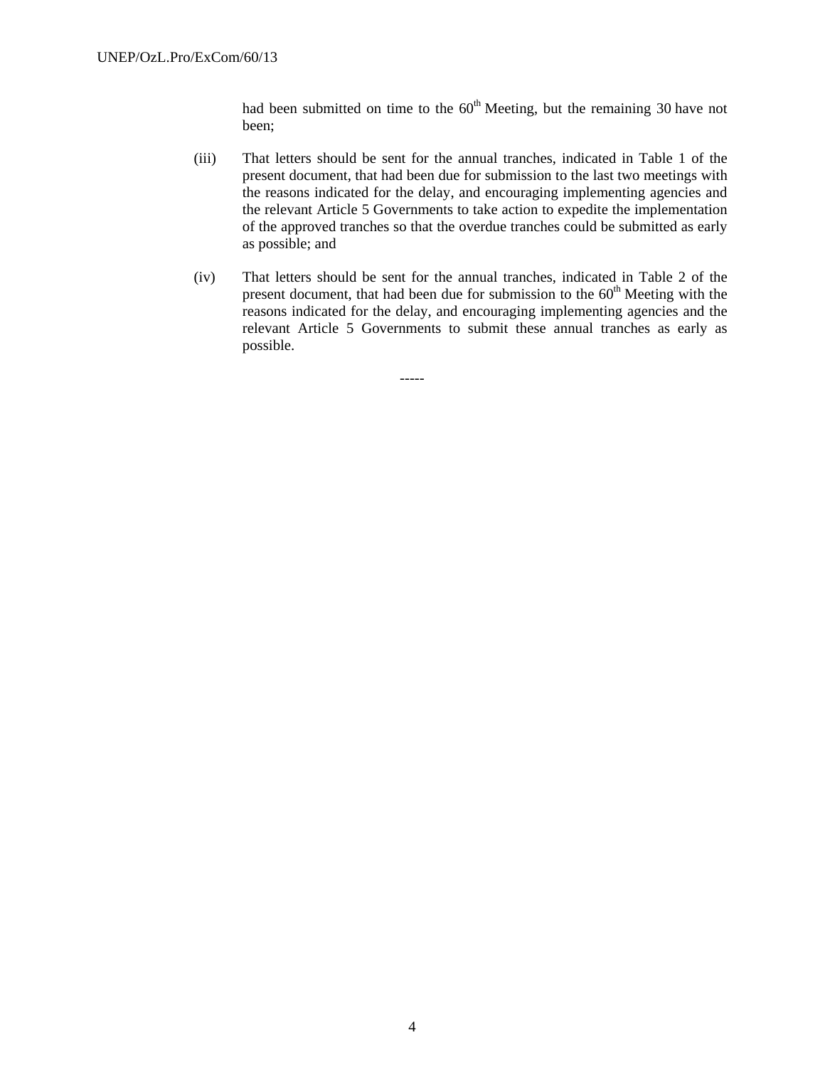had been submitted on time to the 60th Meeting, but the remaining 30 have not been;

(iii) That letters should be sent for the annual tranches, indicated in Table 1 of the present document, that had been due for submission to the last two meetings with the reasons indicated for the delay, and encouraging implementing agencies and the relevant Article 5 Governments to take action to expedite the implementation of the approved tranches so that the overdue tranches could be submitted as early as possible; and

(iv) That letters should be sent for the annual tranches, indicated in Table 2 of the present document, that had been due for submission to the 60th Meeting with the reasons indicated for the delay, and encouraging implementing agencies and the relevant Article 5 Governments to submit these annual tranches as early as possible.

-----